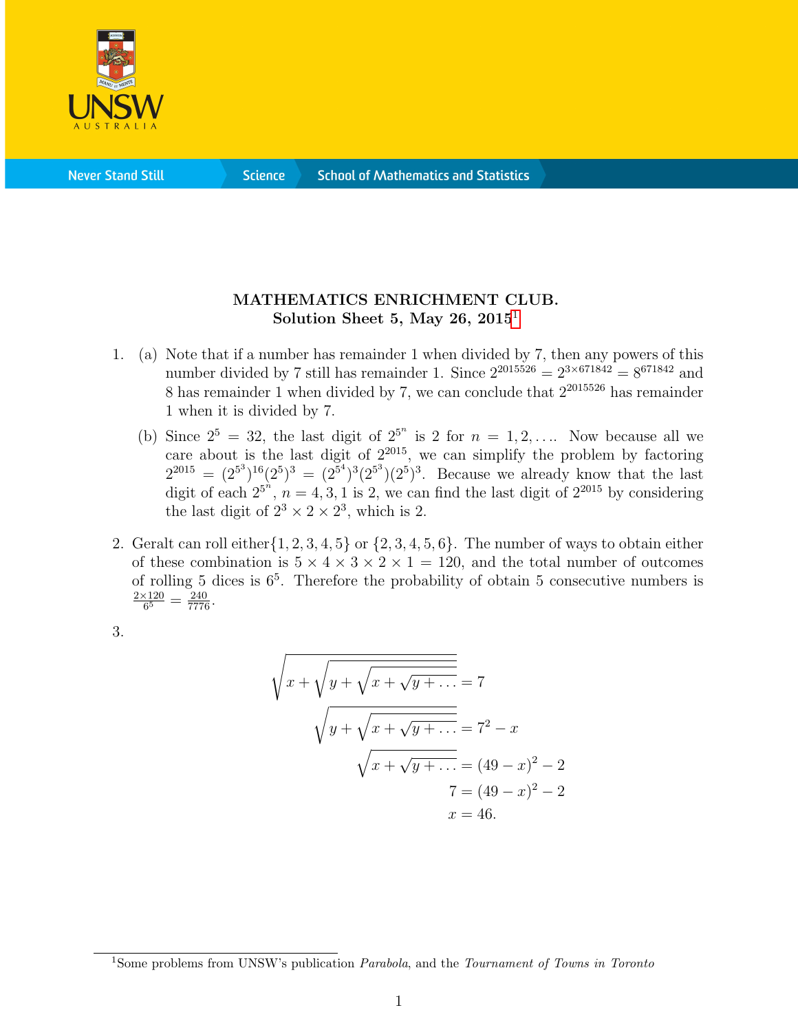**MATHEMATICS ENRICHMENT CLUB.**
**Solution Sheet 5, May 26, 2015**[1]

1. (a) Note that if a number has remainder 1 when divided by 7, then any powers of this number divided by 7 still has remainder 1. Since $2^{2015526} = 2^{3\times 671842} = 8^{671842}$ and 8 has remainder 1 when divided by 7, we can conclude that $2^{2015526}$ has remainder 1 when it is divided by 7.

   (b) Since $2^5 = 32$, the last digit of $2^{5^n}$ is 2 for $n = 1, 2, \ldots$. Now because all we care about is the last digit of $2^{2015}$, we can simplify the problem by factoring $2^{2015} = (2^{5^3})^{16}(2^5)^3 = (2^{5^4})^3(2^{5^3})(2^5)^3$. Because we already know that the last digit of each $2^{5^n}$, $n = 4, 3, 1$ is 2, we can find the last digit of $2^{2015}$ by considering the last digit of $2^3 \times 2 \times 2^3$, which is 2.

2. Geralt can roll either$\{1, 2, 3, 4, 5\}$ or $\{2, 3, 4, 5, 6\}$. The number of ways to obtain either of these combination is $5 \times 4 \times 3 \times 2 \times 1 = 120$, and the total number of outcomes of rolling 5 dices is $6^5$. Therefore the probability of obtain 5 consecutive numbers is $\frac{2\times 120}{6^5} = \frac{240}{7776}$.

3.

$$\sqrt{x + \sqrt{y + \sqrt{x + \sqrt{y + \ldots}}}} = 7$$

$$\sqrt{y + \sqrt{x + \sqrt{y + \ldots}}} = 7^2 - x$$

$$\sqrt{x + \sqrt{y + \ldots}} = (49 - x)^2 - 2$$

$$7 = (49 - x)^2 - 2$$

$$x = 46.$$

[1] Some problems from UNSW's publication *Parabola*, and the *Tournament of Towns in Toronto*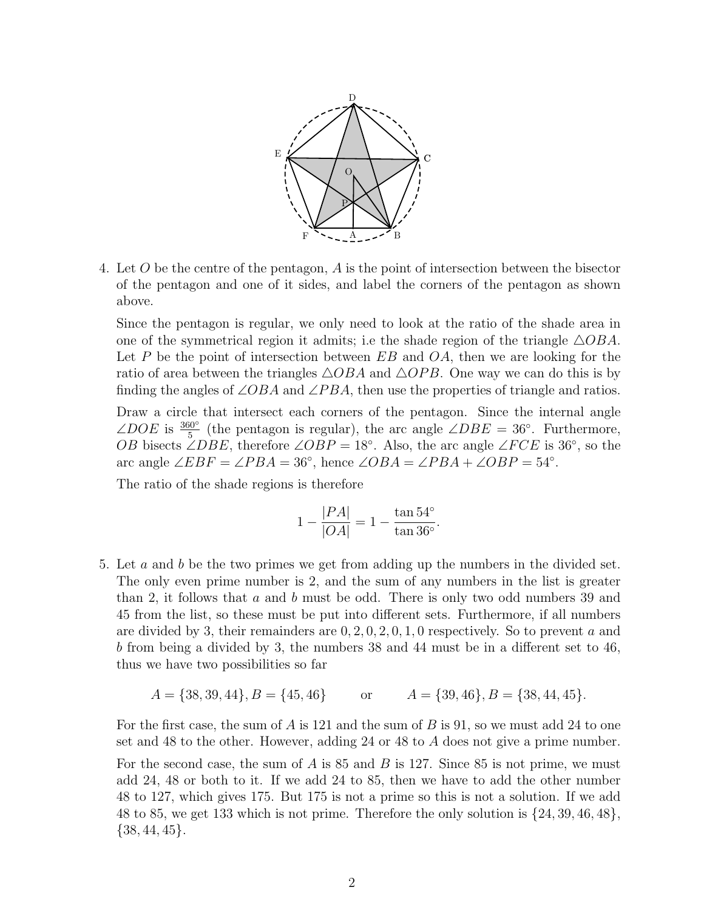4. Let $O$ be the centre of the pentagon, $A$ is the point of intersection between the bisector of the pentagon and one of it sides, and label the corners of the pentagon as shown above.

   Since the pentagon is regular, we only need to look at the ratio of the shade area in one of the symmetrical region it admits; i.e the shade region of the triangle $\triangle OBA$. Let $P$ be the point of intersection between $EB$ and $OA$, then we are looking for the ratio of area between the triangles $\triangle OBA$ and $\triangle OPB$. One way we can do this is by finding the angles of $\angle OBA$ and $\angle PBA$, then use the properties of triangle and ratios.

   Draw a circle that intersect each corners of the pentagon. Since the internal angle $\angle DOE$ is $\frac{360°}{5}$ (the pentagon is regular), the arc angle $\angle DBE = 36°$. Furthermore, $OB$ bisects $\angle DBE$, therefore $\angle OBP = 18°$. Also, the arc angle $\angle FCE$ is $36°$, so the arc angle $\angle EBF = \angle PBA = 36°$, hence $\angle OBA = \angle PBA + \angle OBP = 54°$.

   The ratio of the shade regions is therefore

   $$1 - \frac{|PA|}{|OA|} = 1 - \frac{\tan 54°}{\tan 36°}.$$

5. Let $a$ and $b$ be the two primes we get from adding up the numbers in the divided set. The only even prime number is 2, and the sum of any numbers in the list is greater than 2, it follows that $a$ and $b$ must be odd. There is only two odd numbers 39 and 45 from the list, so these must be put into different sets. Furthermore, if all numbers are divided by 3, their remainders are $0, 2, 0, 2, 0, 1, 0$ respectively. So to prevent $a$ and $b$ from being a divided by 3, the numbers 38 and 44 must be in a different set to 46, thus we have two possibilities so far

   $$A = \{38, 39, 44\}, B = \{45, 46\} \qquad \text{or} \qquad A = \{39, 46\}, B = \{38, 44, 45\}.$$

   For the first case, the sum of $A$ is 121 and the sum of $B$ is 91, so we must add 24 to one set and 48 to the other. However, adding 24 or 48 to $A$ does not give a prime number.

   For the second case, the sum of $A$ is 85 and $B$ is 127. Since 85 is not prime, we must add 24, 48 or both to it. If we add 24 to 85, then we have to add the other number 48 to 127, which gives 175. But 175 is not a prime so this is not a solution. If we add 48 to 85, we get 133 which is not prime. Therefore the only solution is $\{24, 39, 46, 48\}$, $\{38, 44, 45\}$.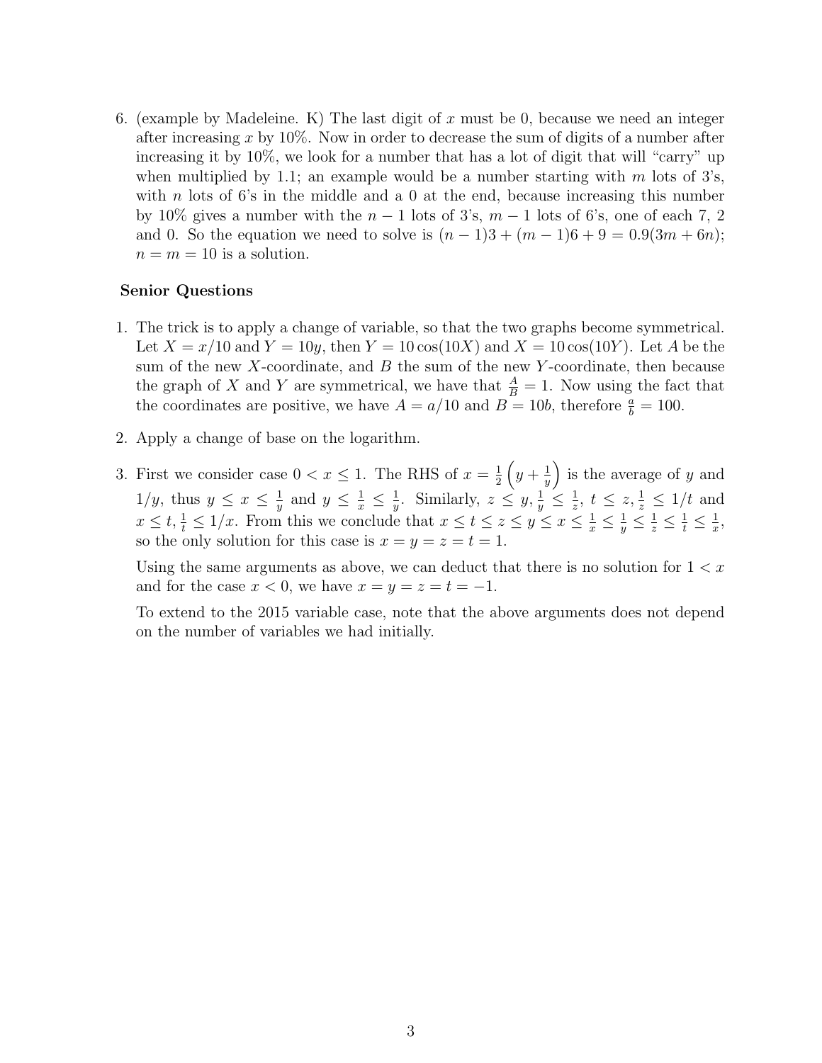6. (example by Madeleine. K) The last digit of $x$ must be 0, because we need an integer after increasing $x$ by 10%. Now in order to decrease the sum of digits of a number after increasing it by 10%, we look for a number that has a lot of digit that will "carry" up when multiplied by 1.1; an example would be a number starting with $m$ lots of 3's, with $n$ lots of 6's in the middle and a 0 at the end, because increasing this number by 10% gives a number with the $n-1$ lots of 3's, $m-1$ lots of 6's, one of each 7, 2 and 0. So the equation we need to solve is $(n-1)3+(m-1)6+9 = 0.9(3m+6n)$; $n = m = 10$ is a solution.

**Senior Questions**

1. The trick is to apply a change of variable, so that the two graphs become symmetrical. Let $X = x/10$ and $Y = 10y$, then $Y = 10\cos(10X)$ and $X = 10\cos(10Y)$. Let $A$ be the sum of the new $X$-coordinate, and $B$ the sum of the new $Y$-coordinate, then because the graph of $X$ and $Y$ are symmetrical, we have that $\frac{A}{B} = 1$. Now using the fact that the coordinates are positive, we have $A = a/10$ and $B = 10b$, therefore $\frac{a}{b} = 100$.

2. Apply a change of base on the logarithm.

3. First we consider case $0 < x \leq 1$. The RHS of $x = \frac{1}{2}\left(y + \frac{1}{y}\right)$ is the average of $y$ and $1/y$, thus $y \leq x \leq \frac{1}{y}$ and $y \leq \frac{1}{x} \leq \frac{1}{y}$. Similarly, $z \leq y, \frac{1}{y} \leq \frac{1}{z}$, $t \leq z, \frac{1}{z} \leq 1/t$ and $x \leq t, \frac{1}{t} \leq 1/x$. From this we conclude that $x \leq t \leq z \leq y \leq x \leq \frac{1}{x} \leq \frac{1}{y} \leq \frac{1}{z} \leq \frac{1}{t} \leq \frac{1}{x}$, so the only solution for this case is $x = y = z = t = 1$.

   Using the same arguments as above, we can deduct that there is no solution for $1 < x$ and for the case $x < 0$, we have $x = y = z = t = -1$.

   To extend to the 2015 variable case, note that the above arguments does not depend on the number of variables we had initially.